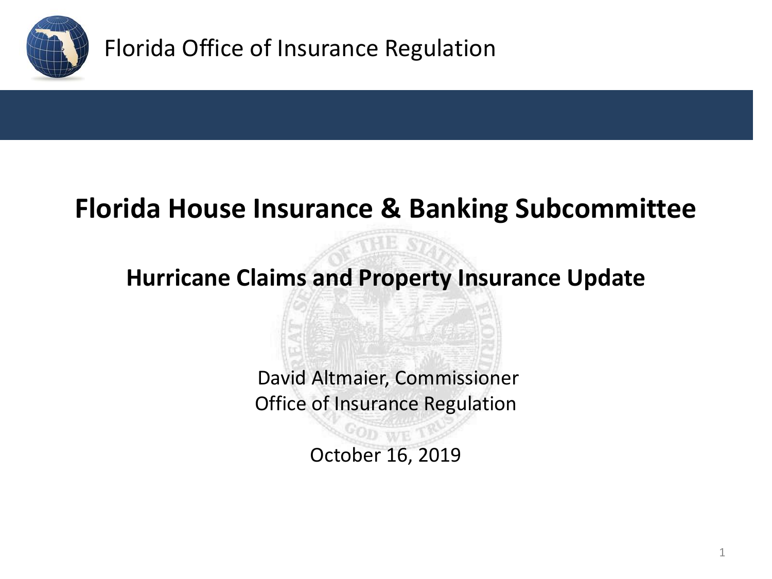Florida Office of Insurance Regulation

# Florida House Insurance & Banking Subcommittee

## Hurricane Claims and Property Insurance Update

David Altmaier, Commissioner
Office of Insurance Regulation

October 16, 2019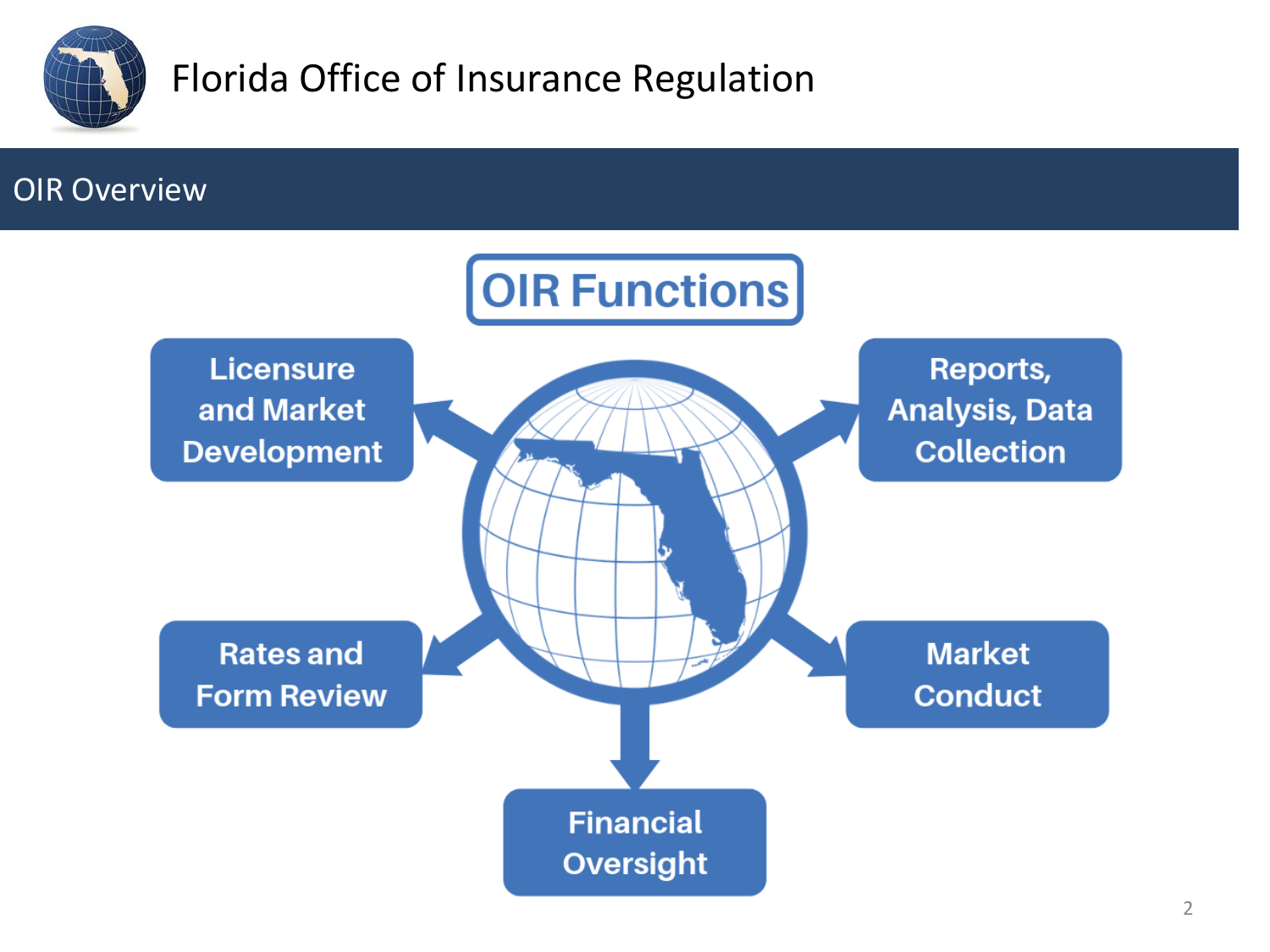# Florida Office of Insurance Regulation

## OIR Overview

### OIR Functions

- Licensure and Market Development
- Reports, Analysis, Data Collection
- Rates and Form Review
- Market Conduct
- Financial Oversight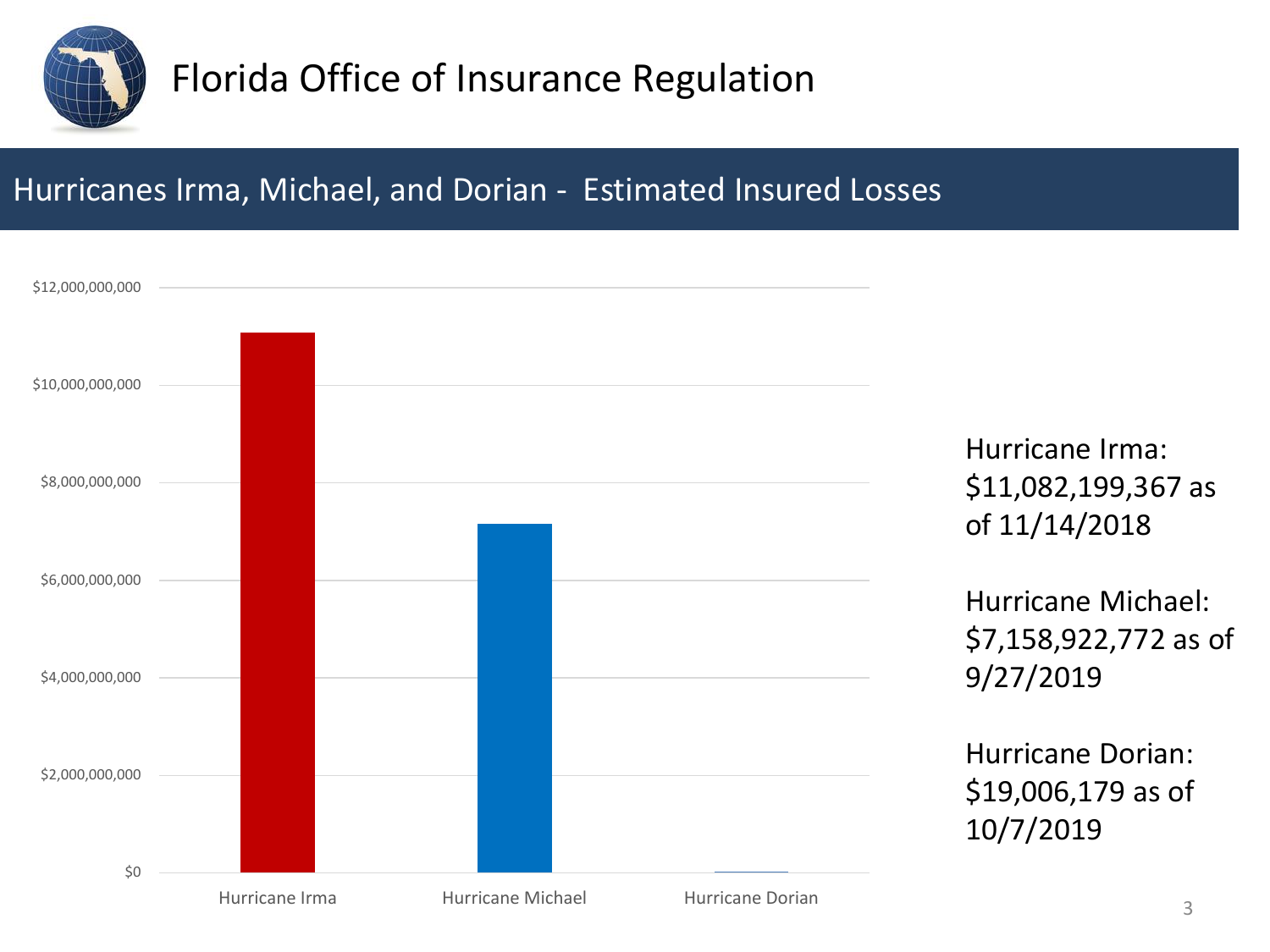# Florida Office of Insurance Regulation

## Hurricanes Irma, Michael, and Dorian - Estimated Insured Losses

| Hurricane | Estimated Insured Losses |
|---|---|
| Hurricane Irma | $11,082,199,367 |
| Hurricane Michael | $7,158,922,772 |
| Hurricane Dorian | $19,006,179 |

Hurricane Irma: $11,082,199,367 as of 11/14/2018

Hurricane Michael: $7,158,922,772 as of 9/27/2019

Hurricane Dorian: $19,006,179 as of 10/7/2019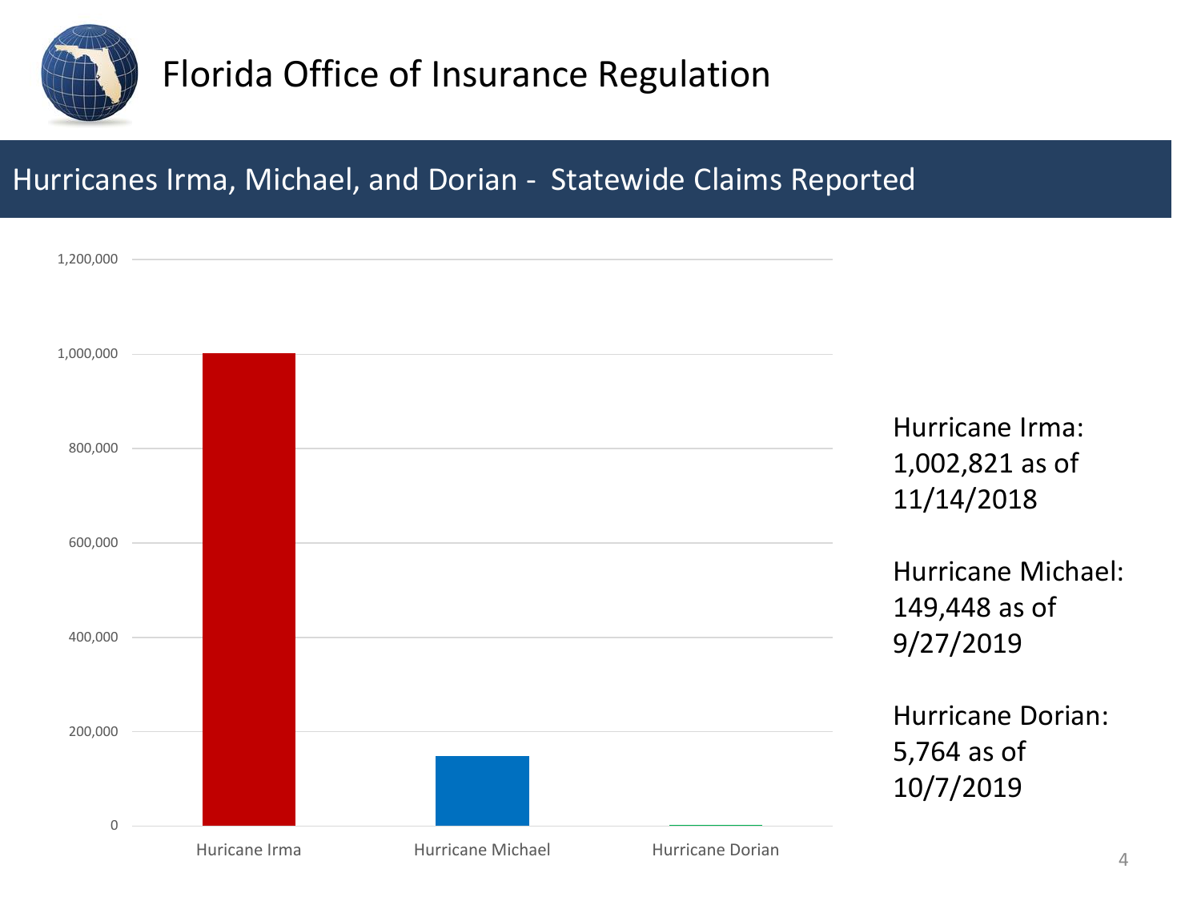# Florida Office of Insurance Regulation

## Hurricanes Irma, Michael, and Dorian - Statewide Claims Reported

| | Claims Reported |
|---|---|
| Huricane Irma | 1,002,821 |
| Hurricane Michael | 149,448 |
| Hurricane Dorian | 5,764 |

Hurricane Irma: 1,002,821 as of 11/14/2018

Hurricane Michael: 149,448 as of 9/27/2019

Hurricane Dorian: 5,764 as of 10/7/2019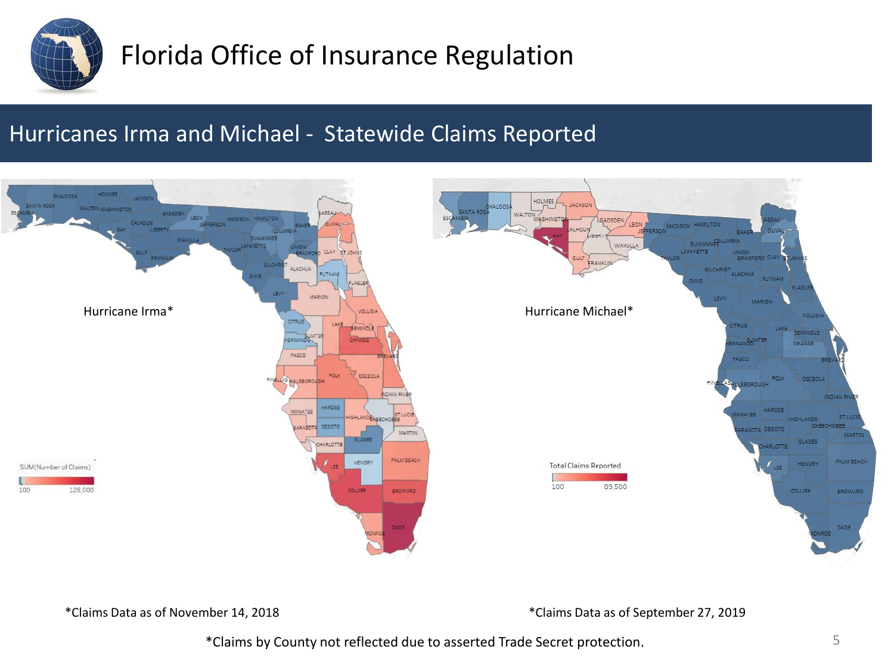# Florida Office of Insurance Regulation

## Hurricanes Irma and Michael - Statewide Claims Reported

Hurricane Irma*

SUM(Number of Claims)

100 — 128,000

Hurricane Michael*

Total Claims Reported

100 — 89,500

*Claims Data as of November 14, 2018

*Claims Data as of September 27, 2019

*Claims by County not reflected due to asserted Trade Secret protection.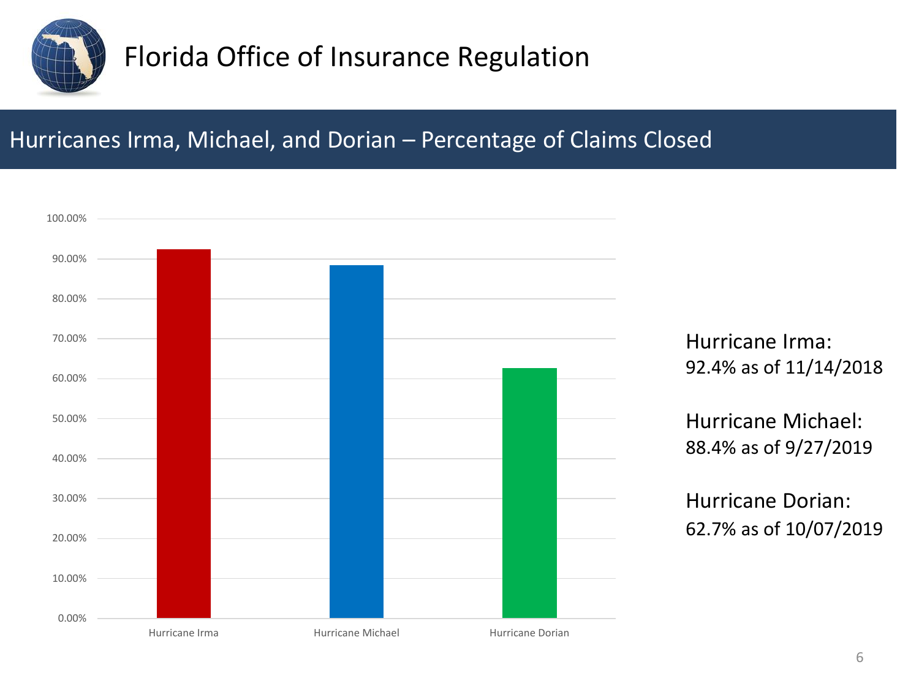# Florida Office of Insurance Regulation

## Hurricanes Irma, Michael, and Dorian – Percentage of Claims Closed

| | Percentage of Claims Closed |
|---|---|
| Hurricane Irma | 92.4% |
| Hurricane Michael | 88.4% |
| Hurricane Dorian | 62.7% |

Hurricane Irma:
92.4% as of 11/14/2018

Hurricane Michael:
88.4% as of 9/27/2019

Hurricane Dorian:
62.7% as of 10/07/2019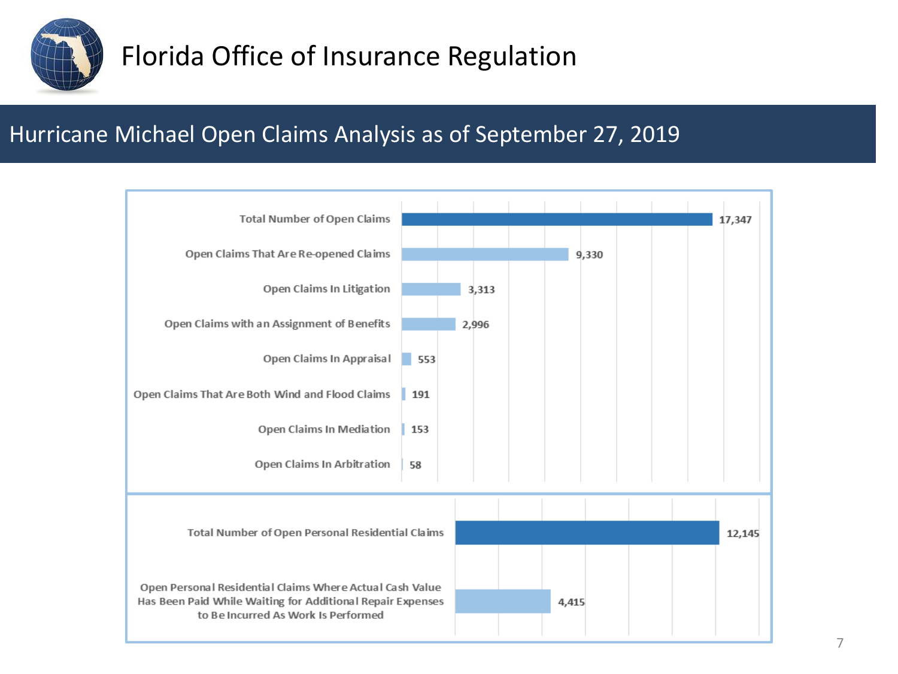# Florida Office of Insurance Regulation

## Hurricane Michael Open Claims Analysis as of September 27, 2019

| Category | Count |
| --- | --- |
| Total Number of Open Claims | 17,347 |
| Open Claims That Are Re-opened Claims | 9,330 |
| Open Claims In Litigation | 3,313 |
| Open Claims with an Assignment of Benefits | 2,996 |
| Open Claims In Appraisal | 553 |
| Open Claims That Are Both Wind and Flood Claims | 191 |
| Open Claims In Mediation | 153 |
| Open Claims In Arbitration | 58 |

| Category | Count |
| --- | --- |
| Total Number of Open Personal Residential Claims | 12,145 |
| Open Personal Residential Claims Where Actual Cash Value Has Been Paid While Waiting for Additional Repair Expenses to Be Incurred As Work Is Performed | 4,415 |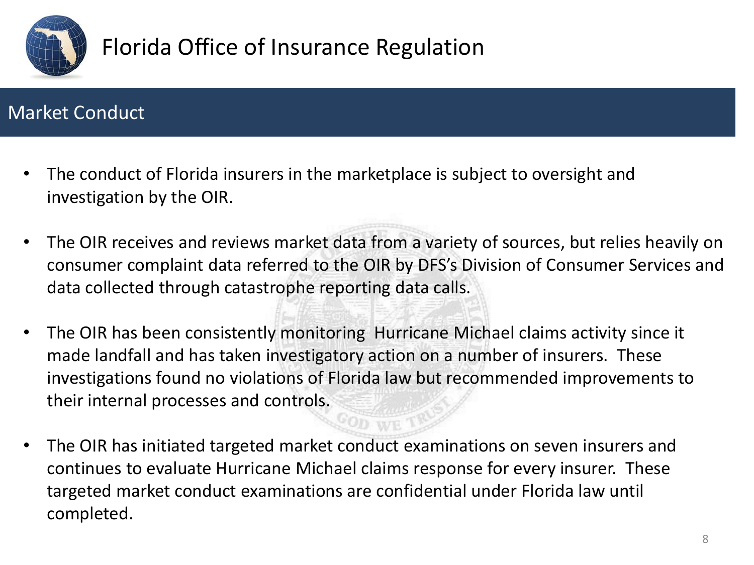# Florida Office of Insurance Regulation

## Market Conduct

- The conduct of Florida insurers in the marketplace is subject to oversight and investigation by the OIR.
- The OIR receives and reviews market data from a variety of sources, but relies heavily on consumer complaint data referred to the OIR by DFS's Division of Consumer Services and data collected through catastrophe reporting data calls.
- The OIR has been consistently monitoring Hurricane Michael claims activity since it made landfall and has taken investigatory action on a number of insurers. These investigations found no violations of Florida law but recommended improvements to their internal processes and controls.
- The OIR has initiated targeted market conduct examinations on seven insurers and continues to evaluate Hurricane Michael claims response for every insurer. These targeted market conduct examinations are confidential under Florida law until completed.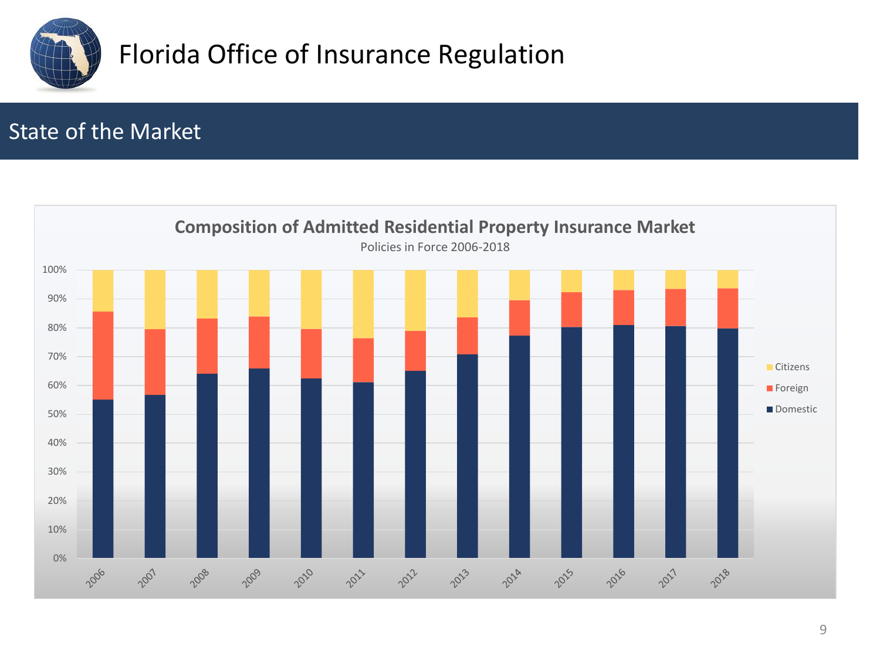# Florida Office of Insurance Regulation

## State of the Market

**Composition of Admitted Residential Property Insurance Market**

Policies in Force 2006-2018

Legend: Citizens, Foreign, Domestic

Y-axis: 0%, 10%, 20%, 30%, 40%, 50%, 60%, 70%, 80%, 90%, 100%

X-axis: 2006, 2007, 2008, 2009, 2010, 2011, 2012, 2013, 2014, 2015, 2016, 2017, 2018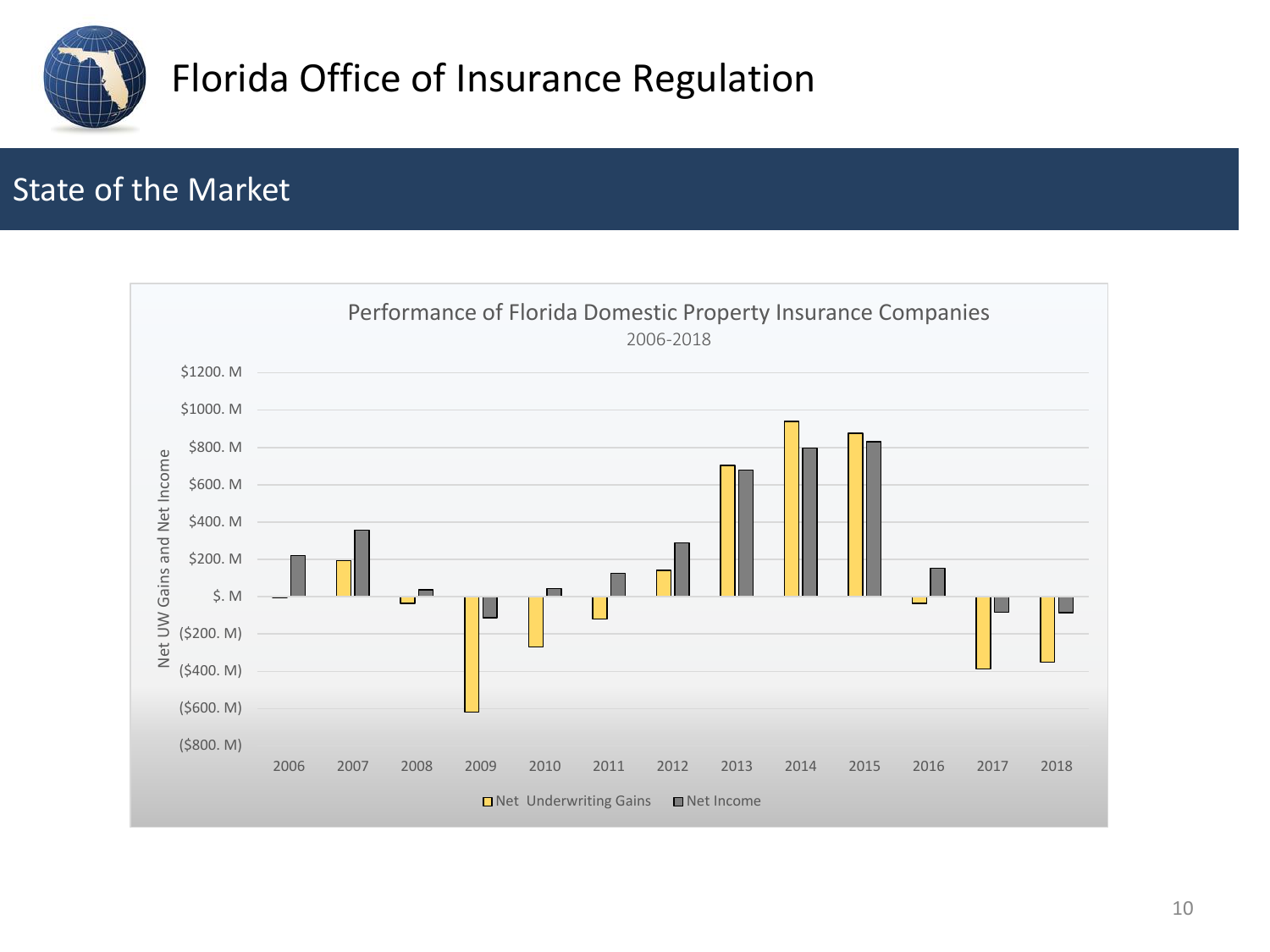# Florida Office of Insurance Regulation

## State of the Market

Performance of Florida Domestic Property Insurance Companies

2006-2018

Net UW Gains and Net Income

$1200. M
$1000. M
$800. M
$600. M
$400. M
$200. M
$. M
($200. M)
($400. M)
($600. M)
($800. M)

2006 2007 2008 2009 2010 2011 2012 2013 2014 2015 2016 2017 2018

Net Underwriting Gains ■ Net Income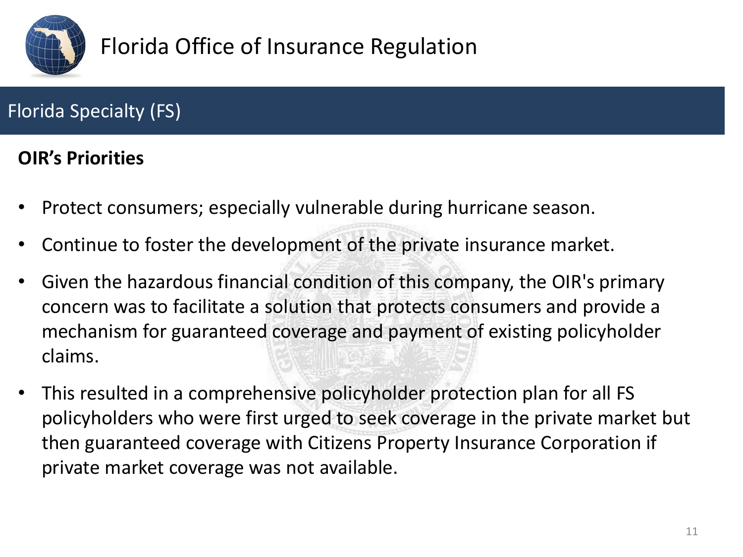# Florida Office of Insurance Regulation

## Florida Specialty (FS)

**OIR's Priorities**

- Protect consumers; especially vulnerable during hurricane season.
- Continue to foster the development of the private insurance market.
- Given the hazardous financial condition of this company, the OIR's primary concern was to facilitate a solution that protects consumers and provide a mechanism for guaranteed coverage and payment of existing policyholder claims.
- This resulted in a comprehensive policyholder protection plan for all FS policyholders who were first urged to seek coverage in the private market but then guaranteed coverage with Citizens Property Insurance Corporation if private market coverage was not available.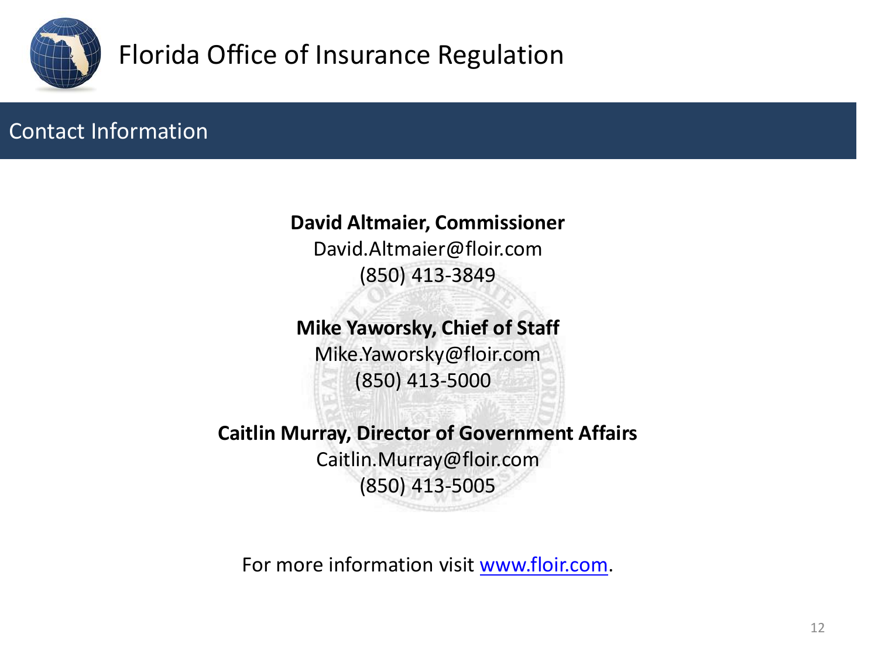# Florida Office of Insurance Regulation

## Contact Information

**David Altmaier, Commissioner**
David.Altmaier@floir.com
(850) 413-3849

**Mike Yaworsky, Chief of Staff**
Mike.Yaworsky@floir.com
(850) 413-5000

**Caitlin Murray, Director of Government Affairs**
Caitlin.Murray@floir.com
(850) 413-5005

For more information visit [www.floir.com](http://www.floir.com).